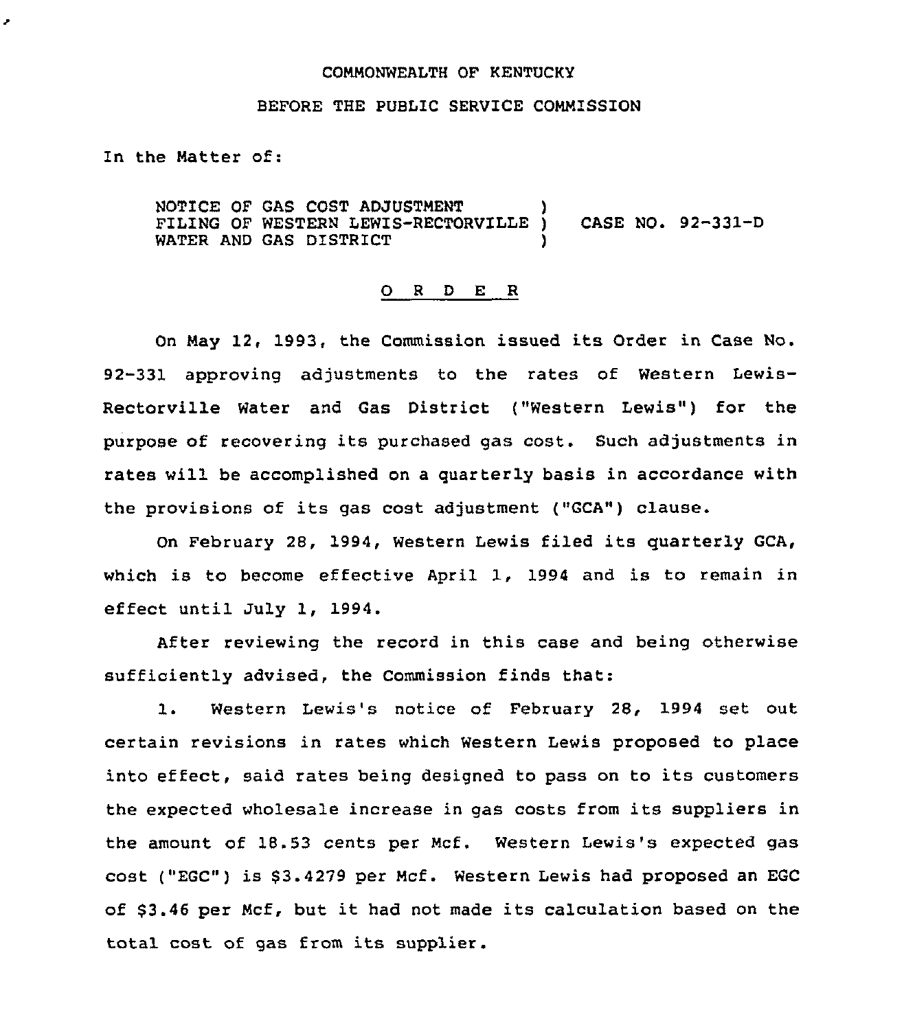COMMONWEALTH OF KENTUCKY

BEFORE THE PUBLIC SERVICE COMMISSION

In the Matter of:

NOTICE OF GAS COST ADJUSTMENT FILING OF WESTERN LEWIS-RECTORVILLE WATER AND GAS DISTRICT ) CASE NO. 92-331-D

O R D E R

On May 12, 1993, the Commission issued its Order in Case No. 92-331 approving adjustments to the rates of Western Lewis-Rectorville Water and Gas District ("Western Lewis") for the purpose of recovering its purchased gas cost. Such adjustments in rates will be accomplished on a quarterly basis in accordance with the provisions of its gas cost adjustment ("GCA") clause.

On February 28, 1994, Western Lewis filed its quarterly GCA, which is to become effective April 1, 1994 and is to remain in effect until July 1, 1994.

After reviewing the record in this case and being otherwise sufficiently advised, the Commission finds that:

1. Western Lewis's notice of February 28, 1994 set out certain revisions in rates which Western Lewis proposed to place into effect, said rates being designed to pass on to its customers the expected wholesale increase in gas costs from its suppliers in the amount of 18.53 cents per Mcf. Western Lewis's expected gas cost ("EGC") is $3.4279 per Mcf. Western Lewis had proposed an EGC of $3.46 per Mcf, but it had not made its calculation based on the total cost of gas from its supplier.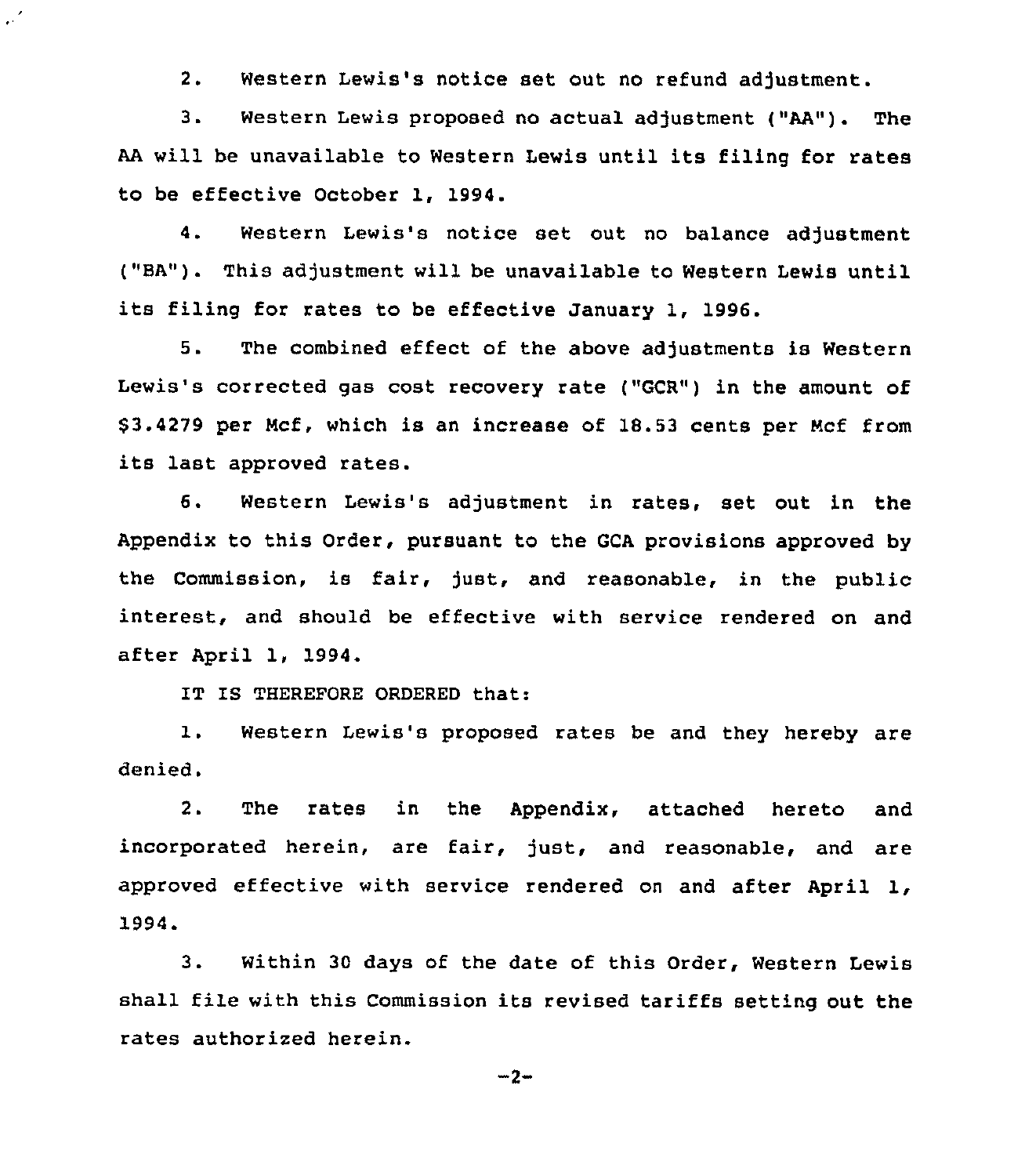2. Western Lewis's notice set out no refund adjustment.

3. Western Lewis proposed no actual adjustment ("AA"). The AA will be unavailable to Western Lewis until its filing for rates to be effective October 1, 1994.

4. Western Lewis's notice set out no balance adjustment ("BA"). This adjustment will be unavailable to Western Lewis until its filing for rates to be effective January 1, 1996.

5. The combined effect of the above adjustments is Western Lewis's corrected gas cost recovery rate ("GCR") in the amount of $3.4279 per Mcf, which is an increase of 18.53 cents per Mcf from its last approved rates.

6. Western Lewis's adjustment in rates, set out in the Appendix to this Order, pursuant to the GCA provisions approved by the Commission, is fair, just, and reasonable, in the public interest, and should be effective with service rendered on and after April 1, 1994.

IT IS THEREFORE ORDERED that:

1. Western Lewis's proposed rates be and they hereby are denied.

2. The rates in the Appendix, attached hereto and incorporated herein, are fair, just, and reasonable, and are approved effective with service rendered on and after April 1, 1994.

3. Within 30 days of the date of this Order, Western Lewis shall file with this Commission its revised tariffs setting out the rates authorized herein.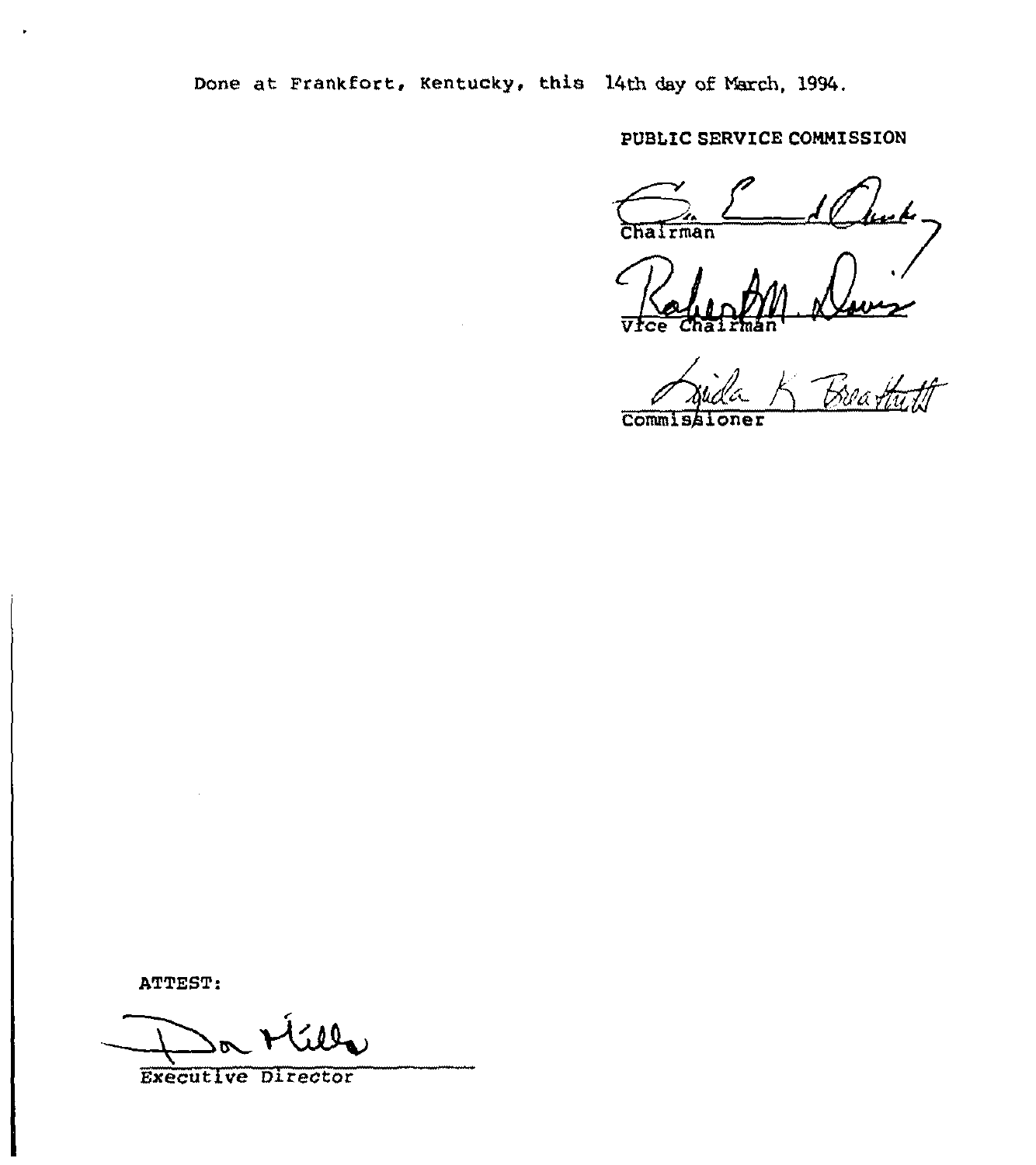Done at Frankfort, Kentucky, this 14th day of March, 1994.

PUBLIC SERVICE COMMISSION

Chairman

Vice Chairman

Commissioner

ATTEST:

Executive Director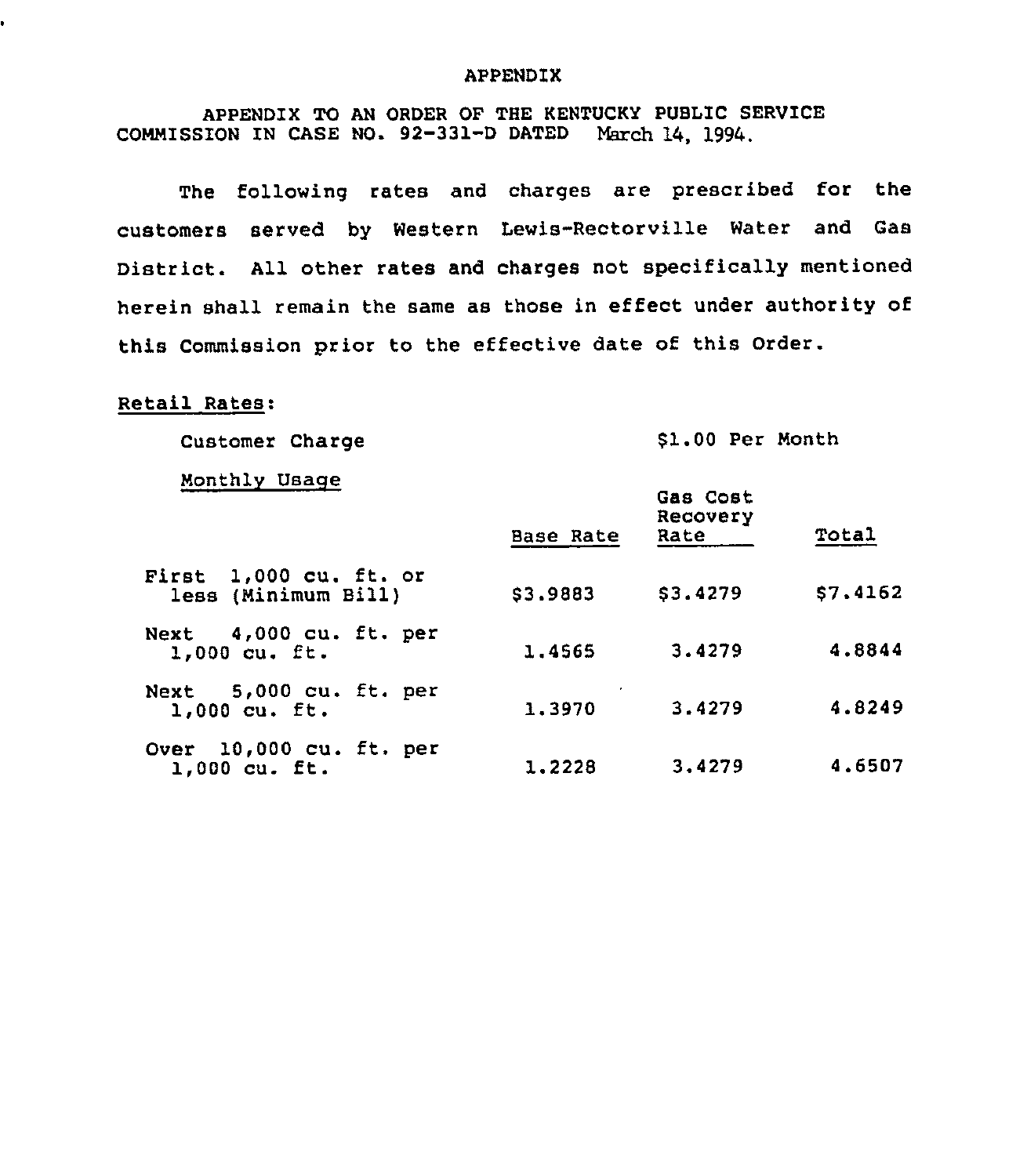# APPENDIX

APPENDIX TO AN ORDER OF THE KENTUCKY PUBLIC SERVICE COMMISSION IN CASE NO. 92-331-D DATED March 14, 1994.

The following rates and charges are prescribed for the customers served by Western Lewis-Rectorville Water and Gas District. All other rates and charges not specifically mentioned herein shall remain the same as those in effect under authority of this Commission prior to the effective date of this Order.

Retail Rates:

Customer Charge $1.00 Per Month

Monthly Usage

| | Base Rate | Gas Cost Recovery Rate | Total |
|---|---|---|---|
| First 1,000 cu. ft. or less (Minimum Bill) | $3.9883 | $3.4279 | $7.4162 |
| Next 4,000 cu. ft. per 1,000 cu. ft. | 1.4565 | 3.4279 | 4.8844 |
| Next 5,000 cu. ft. per 1,000 cu. ft. | 1.3970 | 3.4279 | 4.8249 |
| Over 10,000 cu. ft. per 1,000 cu. ft. | 1.2228 | 3.4279 | 4.6507 |